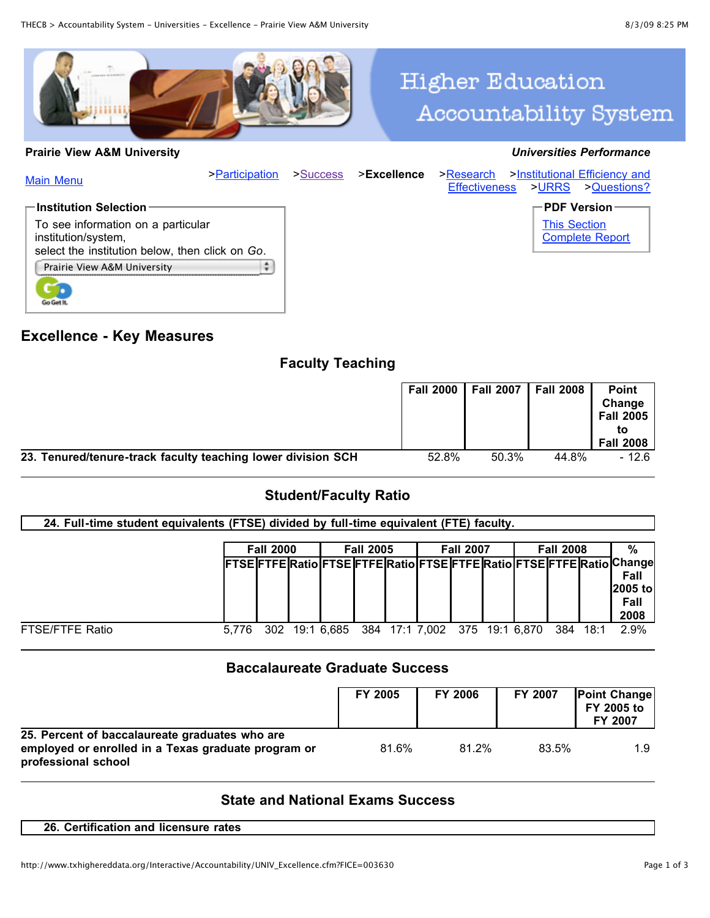# Higher Education Accountability System

**Prairie View A&M University** | ***Universities Performance***

Main Menu

>Participation >Success >**Excellence** >Research >Institutional Efficiency and Effectiveness >URRS >Questions?

**Institution Selection**

To see information on a particular institution/system, select the institution below, then click on *Go*.

Prairie View A&M University

**PDF Version**

This Section
Complete Report

## Excellence - Key Measures

### Faculty Teaching

| | Fall 2000 | Fall 2007 | Fall 2008 | Point Change Fall 2005 to Fall 2008 |
|---|---|---|---|---|
| **23. Tenured/tenure-track faculty teaching lower division SCH** | 52.8% | 50.3% | 44.8% | - 12.6 |

### Student/Faculty Ratio

**24. Full-time student equivalents (FTSE) divided by full-time equivalent (FTE) faculty.**

| | Fall 2000 | | | Fall 2005 | | | Fall 2007 | | | Fall 2008 | | | % Change Fall 2005 to Fall 2008 |
|---|---|---|---|---|---|---|---|---|---|---|---|---|---|
| | FTSE | FTFE | Ratio | FTSE | FTFE | Ratio | FTSE | FTFE | Ratio | FTSE | FTFE | Ratio | |
| FTSE/FTFE Ratio | 5,776 | 302 | 19:1 | 6,685 | 384 | 17:1 | 7,002 | 375 | 19:1 | 6,870 | 384 | 18:1 | 2.9% |

### Baccalaureate Graduate Success

| | FY 2005 | FY 2006 | FY 2007 | Point Change FY 2005 to FY 2007 |
|---|---|---|---|---|
| **25. Percent of baccalaureate graduates who are employed or enrolled in a Texas graduate program or professional school** | 81.6% | 81.2% | 83.5% | 1.9 |

### State and National Exams Success

**26. Certification and licensure rates**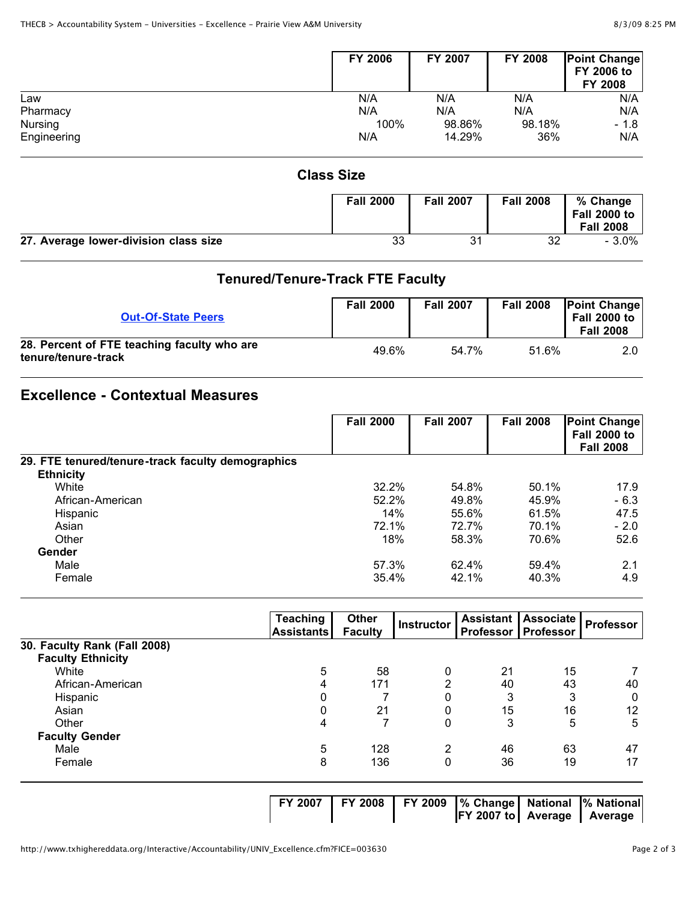| | FY 2006 | FY 2007 | FY 2008 | Point Change FY 2006 to FY 2008 |
|---|---|---|---|---|
| Law | N/A | N/A | N/A | N/A |
| Pharmacy | N/A | N/A | N/A | N/A |
| Nursing | 100% | 98.86% | 98.18% | - 1.8 |
| Engineering | N/A | 14.29% | 36% | N/A |

## Class Size

| | Fall 2000 | Fall 2007 | Fall 2008 | % Change Fall 2000 to Fall 2008 |
|---|---|---|---|---|
| **27. Average lower-division class size** | 33 | 31 | 32 | - 3.0% |

## Tenured/Tenure-Track FTE Faculty

| Out-Of-State Peers | Fall 2000 | Fall 2007 | Fall 2008 | Point Change Fall 2000 to Fall 2008 |
|---|---|---|---|---|
| **28. Percent of FTE teaching faculty who are tenure/tenure-track** | 49.6% | 54.7% | 51.6% | 2.0 |

## Excellence - Contextual Measures

| | Fall 2000 | Fall 2007 | Fall 2008 | Point Change Fall 2000 to Fall 2008 |
|---|---|---|---|---|
| **29. FTE tenured/tenure-track faculty demographics** | | | | |
| **Ethnicity** | | | | |
| White | 32.2% | 54.8% | 50.1% | 17.9 |
| African-American | 52.2% | 49.8% | 45.9% | - 6.3 |
| Hispanic | 14% | 55.6% | 61.5% | 47.5 |
| Asian | 72.1% | 72.7% | 70.1% | - 2.0 |
| Other | 18% | 58.3% | 70.6% | 52.6 |
| **Gender** | | | | |
| Male | 57.3% | 62.4% | 59.4% | 2.1 |
| Female | 35.4% | 42.1% | 40.3% | 4.9 |

| | Teaching Assistants | Other Faculty | Instructor | Assistant Professor | Associate Professor | Professor |
|---|---|---|---|---|---|---|
| **30. Faculty Rank (Fall 2008)** | | | | | | |
| **Faculty Ethnicity** | | | | | | |
| White | 5 | 58 | 0 | 21 | 15 | 7 |
| African-American | 4 | 171 | 2 | 40 | 43 | 40 |
| Hispanic | 0 | 7 | 0 | 3 | 3 | 0 |
| Asian | 0 | 21 | 0 | 15 | 16 | 12 |
| Other | 4 | 7 | 0 | 3 | 5 | 5 |
| **Faculty Gender** | | | | | | |
| Male | 5 | 128 | 2 | 46 | 63 | 47 |
| Female | 8 | 136 | 0 | 36 | 19 | 17 |

| | FY 2007 | FY 2008 | FY 2009 | % Change FY 2007 to | National Average | % National Average |
|---|---|---|---|---|---|---|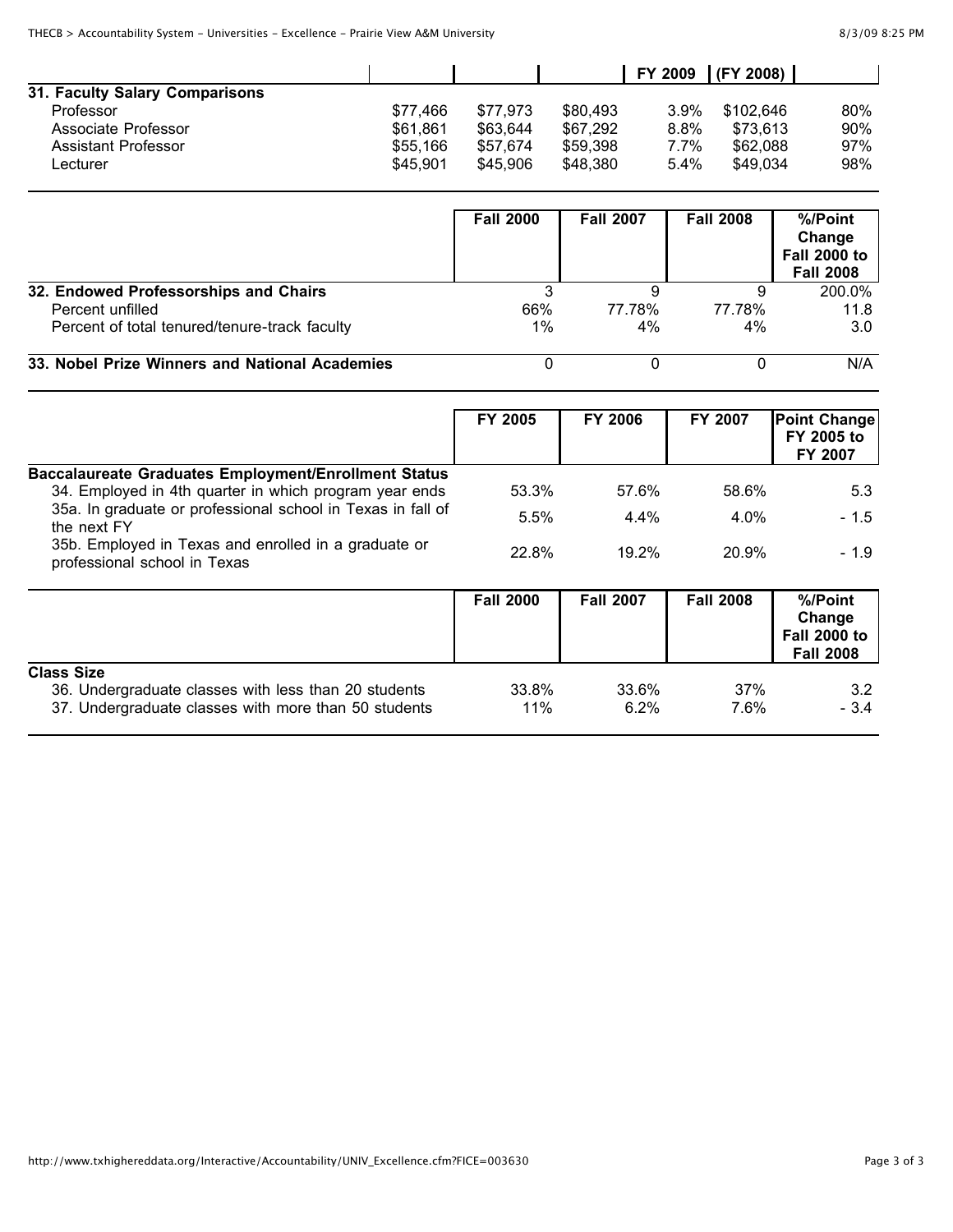| | | | | FY 2009 | (FY 2008) | |
|---|---|---|---|---|---|---|
| **31. Faculty Salary Comparisons** | | | | | | |
| Professor | $77,466 | $77,973 | $80,493 | 3.9% | $102,646 | 80% |
| Associate Professor | $61,861 | $63,644 | $67,292 | 8.8% | $73,613 | 90% |
| Assistant Professor | $55,166 | $57,674 | $59,398 | 7.7% | $62,088 | 97% |
| Lecturer | $45,901 | $45,906 | $48,380 | 5.4% | $49,034 | 98% |

| | Fall 2000 | Fall 2007 | Fall 2008 | %/Point Change Fall 2000 to Fall 2008 |
|---|---|---|---|---|
| **32. Endowed Professorships and Chairs** | 3 | 9 | 9 | 200.0% |
| Percent unfilled | 66% | 77.78% | 77.78% | 11.8 |
| Percent of total tenured/tenure-track faculty | 1% | 4% | 4% | 3.0 |
| **33. Nobel Prize Winners and National Academies** | 0 | 0 | 0 | N/A |

| | FY 2005 | FY 2006 | FY 2007 | Point Change FY 2005 to FY 2007 |
|---|---|---|---|---|
| **Baccalaureate Graduates Employment/Enrollment Status** | | | | |
| 34. Employed in 4th quarter in which program year ends | 53.3% | 57.6% | 58.6% | 5.3 |
| 35a. In graduate or professional school in Texas in fall of the next FY | 5.5% | 4.4% | 4.0% | - 1.5 |
| 35b. Employed in Texas and enrolled in a graduate or professional school in Texas | 22.8% | 19.2% | 20.9% | - 1.9 |

| | Fall 2000 | Fall 2007 | Fall 2008 | %/Point Change Fall 2000 to Fall 2008 |
|---|---|---|---|---|
| **Class Size** | | | | |
| 36. Undergraduate classes with less than 20 students | 33.8% | 33.6% | 37% | 3.2 |
| 37. Undergraduate classes with more than 50 students | 11% | 6.2% | 7.6% | - 3.4 |